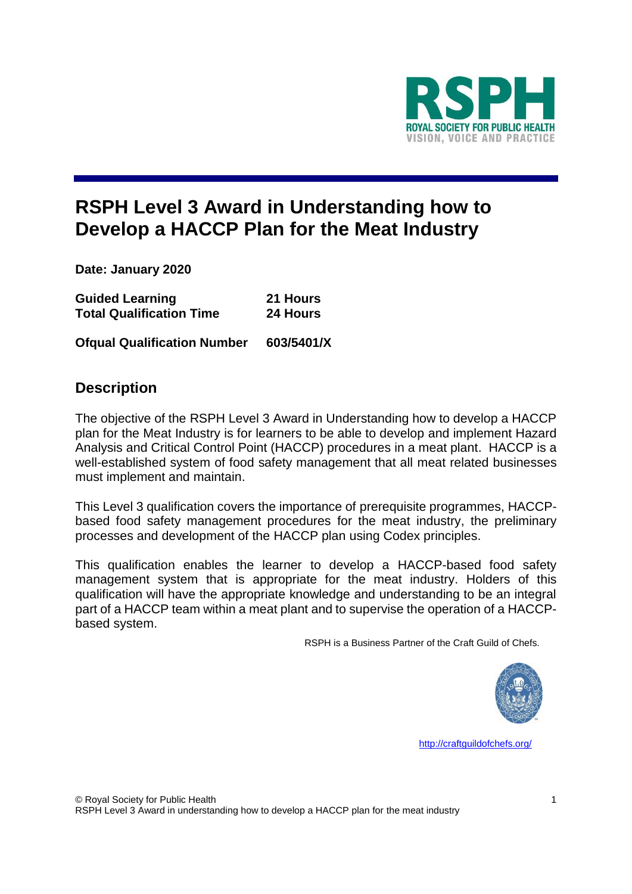# RSPH Level 3 Award in Understanding how to Develop a HACCP Plan for the Meat Industry

**Date: January 2020**

| | |
|---|---|
| **Guided Learning** | **21 Hours** |
| **Total Qualification Time** | **24 Hours** |
| **Ofqual Qualification Number** | **603/5401/X** |

## Description

The objective of the RSPH Level 3 Award in Understanding how to develop a HACCP plan for the Meat Industry is for learners to be able to develop and implement Hazard Analysis and Critical Control Point (HACCP) procedures in a meat plant. HACCP is a well-established system of food safety management that all meat related businesses must implement and maintain.

This Level 3 qualification covers the importance of prerequisite programmes, HACCP-based food safety management procedures for the meat industry, the preliminary processes and development of the HACCP plan using Codex principles.

This qualification enables the learner to develop a HACCP-based food safety management system that is appropriate for the meat industry. Holders of this qualification will have the appropriate knowledge and understanding to be an integral part of a HACCP team within a meat plant and to supervise the operation of a HACCP-based system.

RSPH is a Business Partner of the Craft Guild of Chefs.

http://craftguildofchefs.org/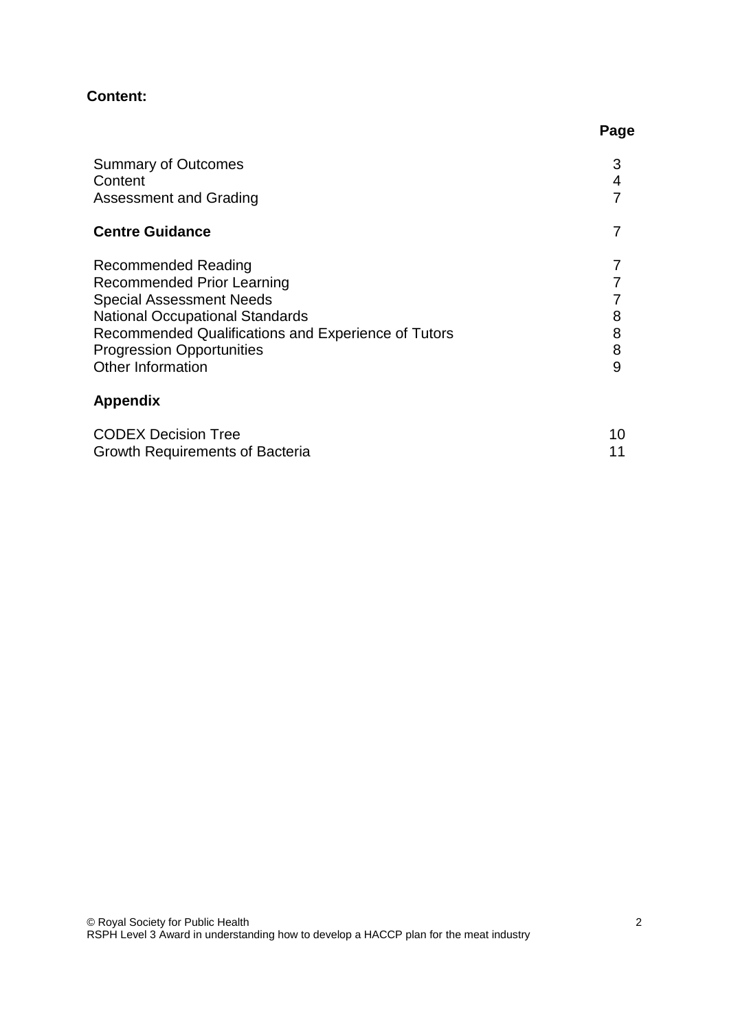**Content:**

| | Page |
|---|---|
| Summary of Outcomes | 3 |
| Content | 4 |
| Assessment and Grading | 7 |
| **Centre Guidance** | 7 |
| Recommended Reading | 7 |
| Recommended Prior Learning | 7 |
| Special Assessment Needs | 7 |
| National Occupational Standards | 8 |
| Recommended Qualifications and Experience of Tutors | 8 |
| Progression Opportunities | 8 |
| Other Information | 9 |
| **Appendix** | |
| CODEX Decision Tree | 10 |
| Growth Requirements of Bacteria | 11 |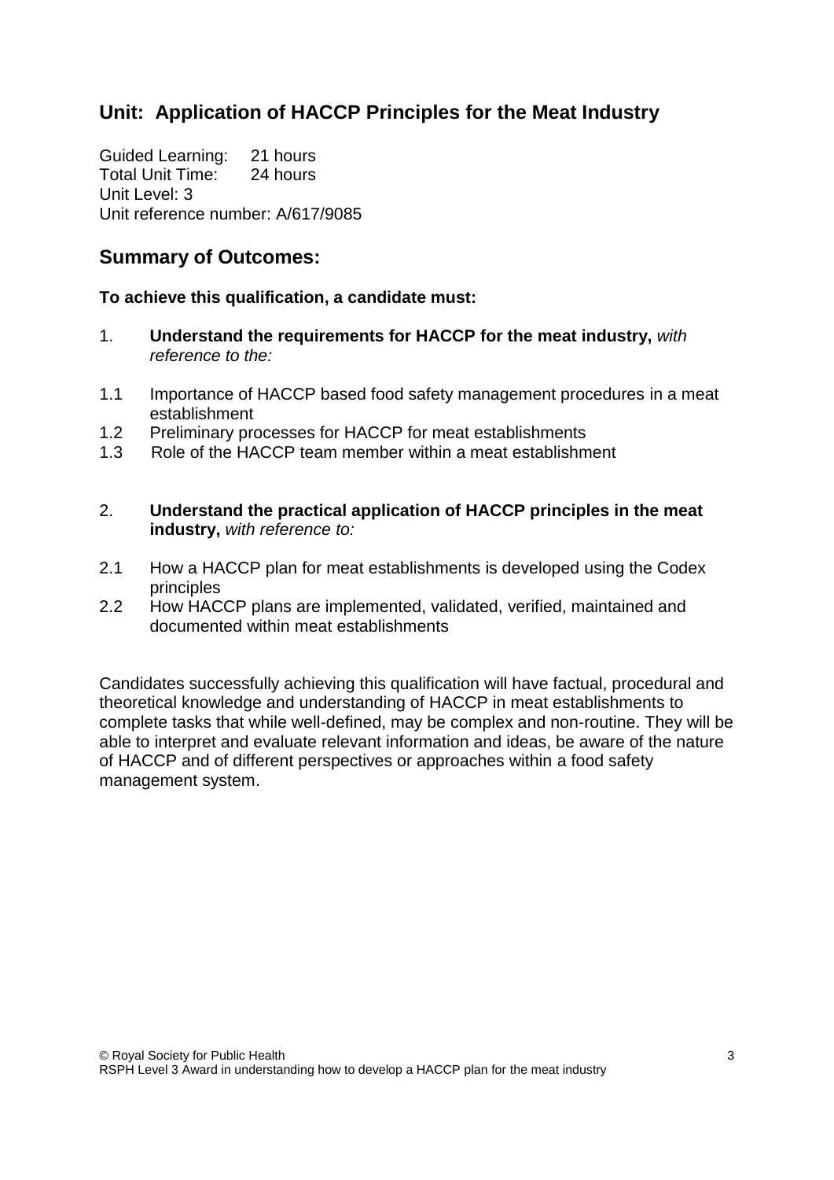## Unit: Application of HACCP Principles for the Meat Industry

Guided Learning: 21 hours
Total Unit Time: 24 hours
Unit Level: 3
Unit reference number: A/617/9085

## Summary of Outcomes:

**To achieve this qualification, a candidate must:**

1. **Understand the requirements for HACCP for the meat industry,** *with reference to the:*

1.1 Importance of HACCP based food safety management procedures in a meat establishment
1.2 Preliminary processes for HACCP for meat establishments
1.3 Role of the HACCP team member within a meat establishment

2. **Understand the practical application of HACCP principles in the meat industry,** *with reference to:*

2.1 How a HACCP plan for meat establishments is developed using the Codex principles
2.2 How HACCP plans are implemented, validated, verified, maintained and documented within meat establishments

Candidates successfully achieving this qualification will have factual, procedural and theoretical knowledge and understanding of HACCP in meat establishments to complete tasks that while well-defined, may be complex and non-routine. They will be able to interpret and evaluate relevant information and ideas, be aware of the nature of HACCP and of different perspectives or approaches within a food safety management system.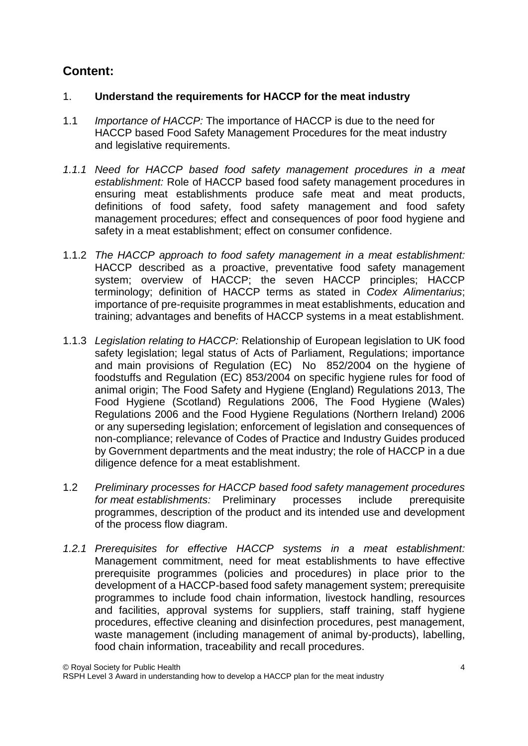## Content:

1. **Understand the requirements for HACCP for the meat industry**

1.1 *Importance of HACCP:* The importance of HACCP is due to the need for HACCP based Food Safety Management Procedures for the meat industry and legislative requirements.

*1.1.1 Need for HACCP based food safety management procedures in a meat establishment:* Role of HACCP based food safety management procedures in ensuring meat establishments produce safe meat and meat products, definitions of food safety, food safety management and food safety management procedures; effect and consequences of poor food hygiene and safety in a meat establishment; effect on consumer confidence.

1.1.2 *The HACCP approach to food safety management in a meat establishment:* HACCP described as a proactive, preventative food safety management system; overview of HACCP; the seven HACCP principles; HACCP terminology; definition of HACCP terms as stated in *Codex Alimentarius*; importance of pre-requisite programmes in meat establishments, education and training; advantages and benefits of HACCP systems in a meat establishment.

1.1.3 *Legislation relating to HACCP:* Relationship of European legislation to UK food safety legislation; legal status of Acts of Parliament, Regulations; importance and main provisions of Regulation (EC) No 852/2004 on the hygiene of foodstuffs and Regulation (EC) 853/2004 on specific hygiene rules for food of animal origin; The Food Safety and Hygiene (England) Regulations 2013, The Food Hygiene (Scotland) Regulations 2006, The Food Hygiene (Wales) Regulations 2006 and the Food Hygiene Regulations (Northern Ireland) 2006 or any superseding legislation; enforcement of legislation and consequences of non-compliance; relevance of Codes of Practice and Industry Guides produced by Government departments and the meat industry; the role of HACCP in a due diligence defence for a meat establishment.

1.2 *Preliminary processes for HACCP based food safety management procedures for meat establishments:* Preliminary processes include prerequisite programmes, description of the product and its intended use and development of the process flow diagram.

*1.2.1 Prerequisites for effective HACCP systems in a meat establishment:* Management commitment, need for meat establishments to have effective prerequisite programmes (policies and procedures) in place prior to the development of a HACCP-based food safety management system; prerequisite programmes to include food chain information, livestock handling, resources and facilities, approval systems for suppliers, staff training, staff hygiene procedures, effective cleaning and disinfection procedures, pest management, waste management (including management of animal by-products), labelling, food chain information, traceability and recall procedures.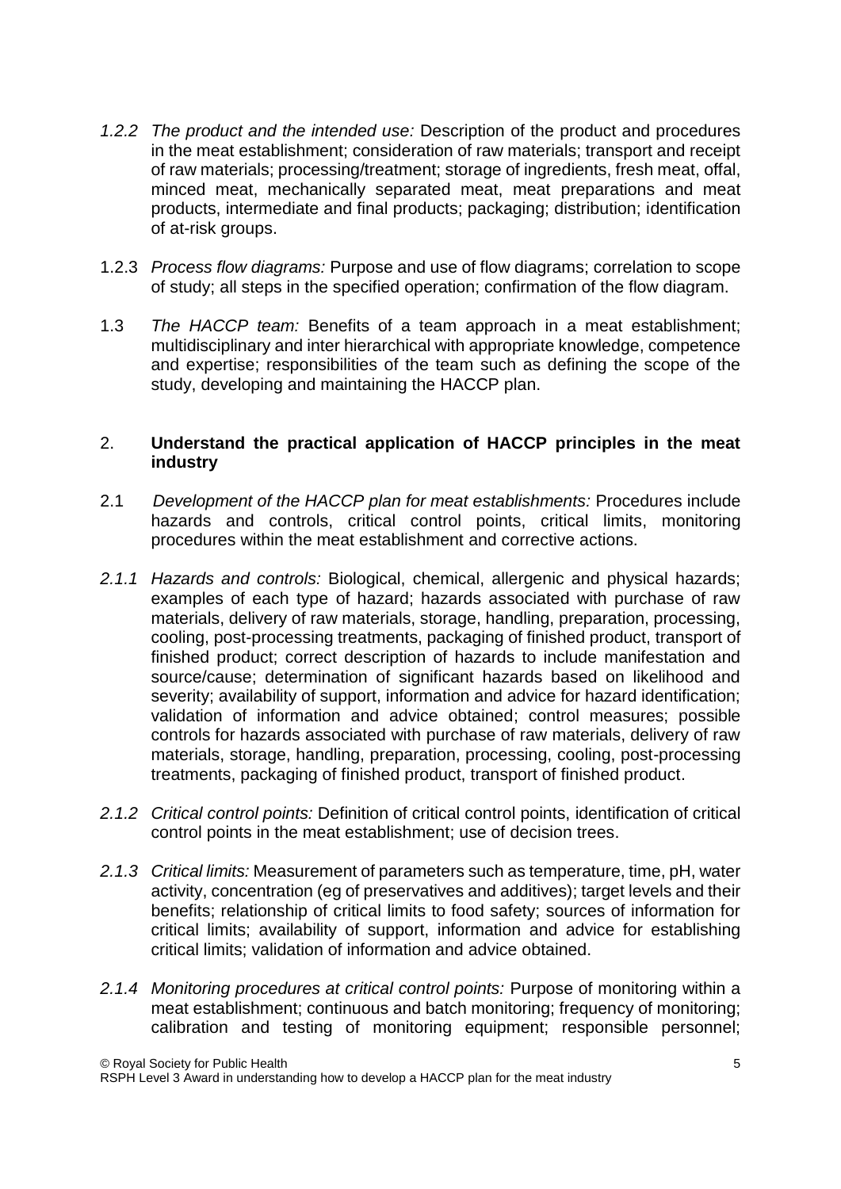*1.2.2 The product and the intended use:* Description of the product and procedures in the meat establishment; consideration of raw materials; transport and receipt of raw materials; processing/treatment; storage of ingredients, fresh meat, offal, minced meat, mechanically separated meat, meat preparations and meat products, intermediate and final products; packaging; distribution; identification of at-risk groups.

1.2.3 *Process flow diagrams:* Purpose and use of flow diagrams; correlation to scope of study; all steps in the specified operation; confirmation of the flow diagram.

1.3 *The HACCP team:* Benefits of a team approach in a meat establishment; multidisciplinary and inter hierarchical with appropriate knowledge, competence and expertise; responsibilities of the team such as defining the scope of the study, developing and maintaining the HACCP plan.

## 2. Understand the practical application of HACCP principles in the meat industry

2.1 *Development of the HACCP plan for meat establishments:* Procedures include hazards and controls, critical control points, critical limits, monitoring procedures within the meat establishment and corrective actions.

*2.1.1 Hazards and controls:* Biological, chemical, allergenic and physical hazards; examples of each type of hazard; hazards associated with purchase of raw materials, delivery of raw materials, storage, handling, preparation, processing, cooling, post-processing treatments, packaging of finished product, transport of finished product; correct description of hazards to include manifestation and source/cause; determination of significant hazards based on likelihood and severity; availability of support, information and advice for hazard identification; validation of information and advice obtained; control measures; possible controls for hazards associated with purchase of raw materials, delivery of raw materials, storage, handling, preparation, processing, cooling, post-processing treatments, packaging of finished product, transport of finished product.

*2.1.2 Critical control points:* Definition of critical control points, identification of critical control points in the meat establishment; use of decision trees.

*2.1.3 Critical limits:* Measurement of parameters such as temperature, time, pH, water activity, concentration (eg of preservatives and additives); target levels and their benefits; relationship of critical limits to food safety; sources of information for critical limits; availability of support, information and advice for establishing critical limits; validation of information and advice obtained.

*2.1.4 Monitoring procedures at critical control points:* Purpose of monitoring within a meat establishment; continuous and batch monitoring; frequency of monitoring; calibration and testing of monitoring equipment; responsible personnel;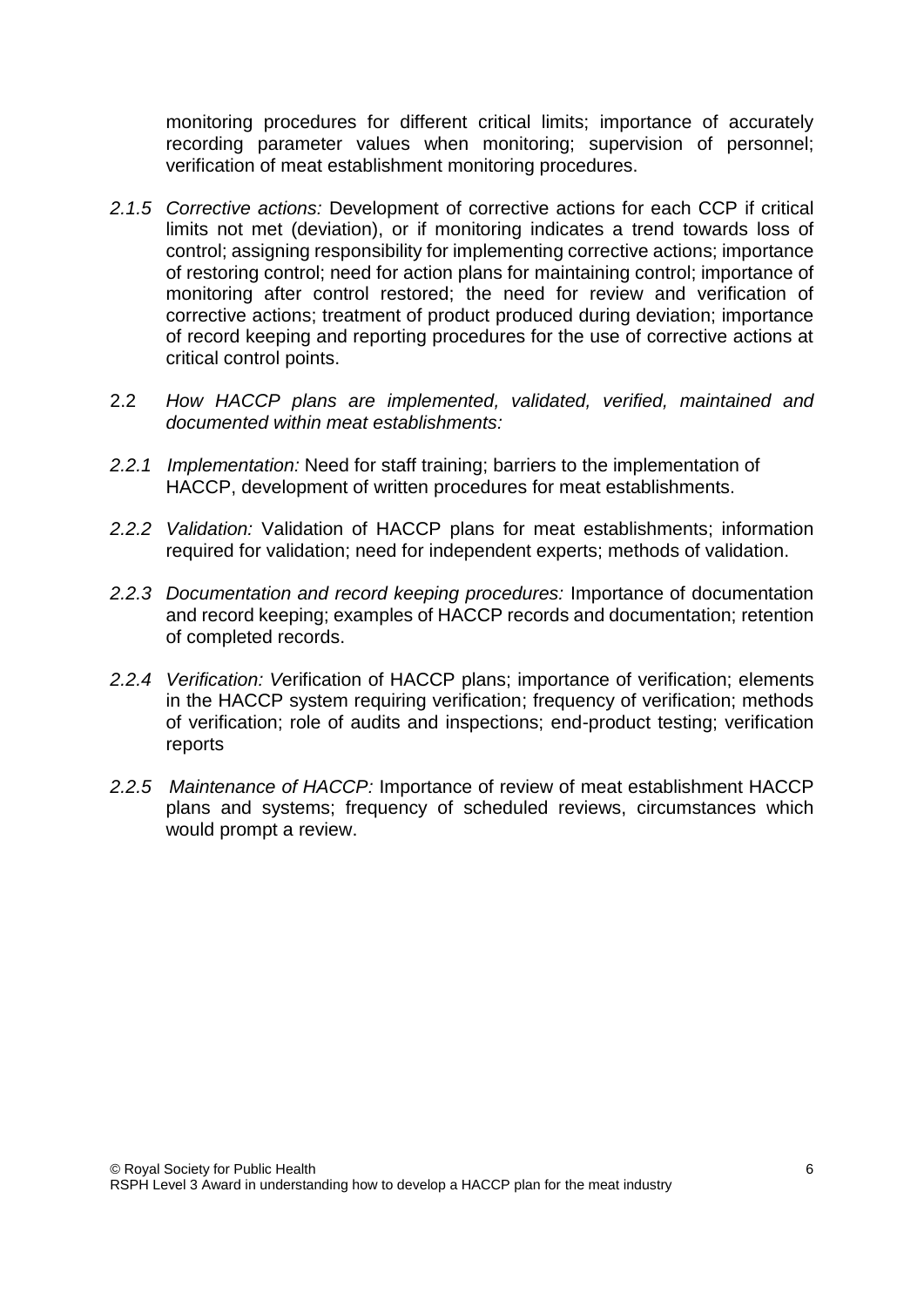monitoring procedures for different critical limits; importance of accurately recording parameter values when monitoring; supervision of personnel; verification of meat establishment monitoring procedures.

*2.1.5 Corrective actions:* Development of corrective actions for each CCP if critical limits not met (deviation), or if monitoring indicates a trend towards loss of control; assigning responsibility for implementing corrective actions; importance of restoring control; need for action plans for maintaining control; importance of monitoring after control restored; the need for review and verification of corrective actions; treatment of product produced during deviation; importance of record keeping and reporting procedures for the use of corrective actions at critical control points.

2.2 *How HACCP plans are implemented, validated, verified, maintained and documented within meat establishments:*

*2.2.1 Implementation:* Need for staff training; barriers to the implementation of HACCP, development of written procedures for meat establishments.

*2.2.2 Validation:* Validation of HACCP plans for meat establishments; information required for validation; need for independent experts; methods of validation.

*2.2.3 Documentation and record keeping procedures:* Importance of documentation and record keeping; examples of HACCP records and documentation; retention of completed records.

*2.2.4 Verification: V*erification of HACCP plans; importance of verification; elements in the HACCP system requiring verification; frequency of verification; methods of verification; role of audits and inspections; end-product testing; verification reports

*2.2.5 Maintenance of HACCP:* Importance of review of meat establishment HACCP plans and systems; frequency of scheduled reviews, circumstances which would prompt a review.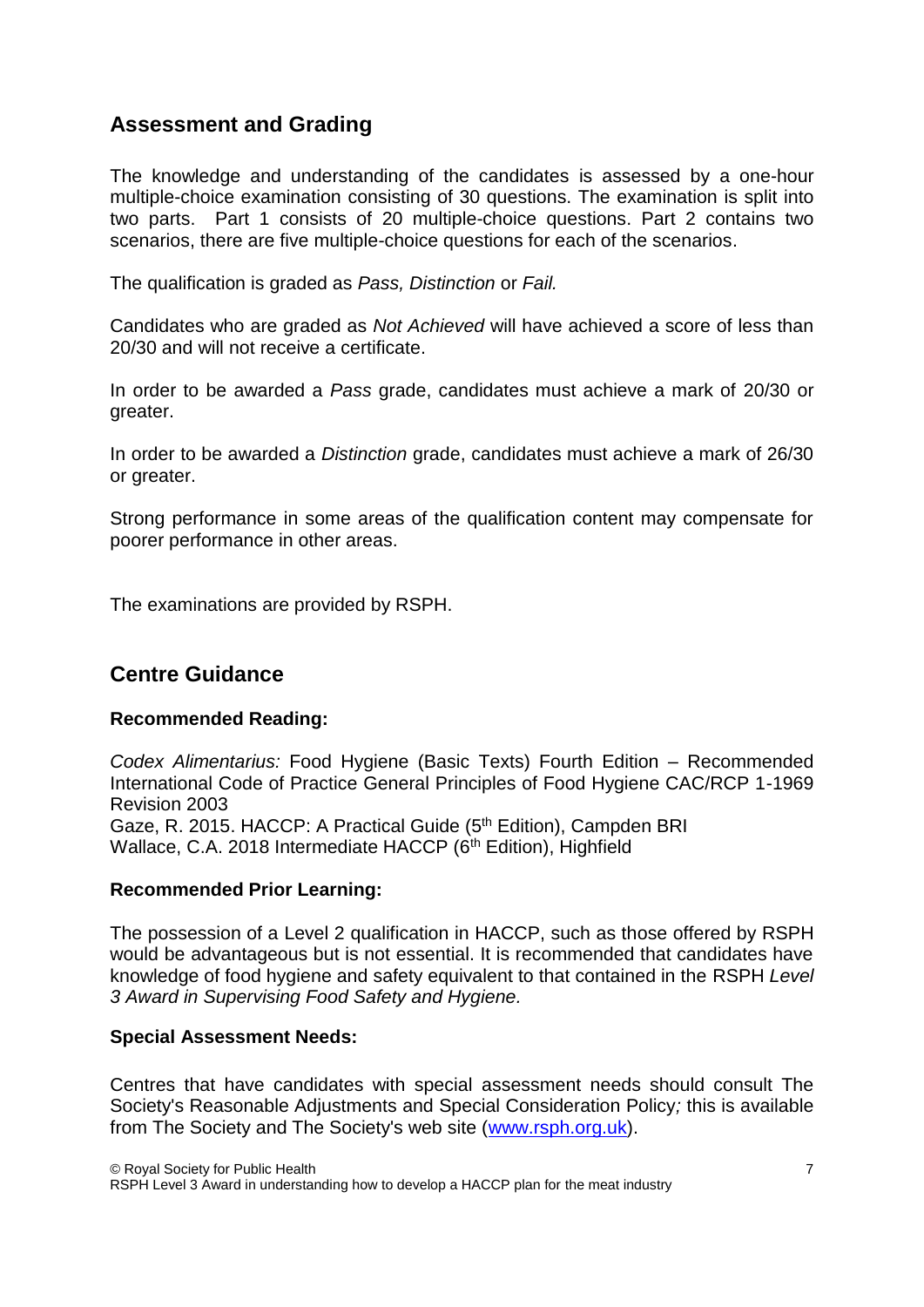## Assessment and Grading

The knowledge and understanding of the candidates is assessed by a one-hour multiple-choice examination consisting of 30 questions. The examination is split into two parts. Part 1 consists of 20 multiple-choice questions. Part 2 contains two scenarios, there are five multiple-choice questions for each of the scenarios.

The qualification is graded as *Pass, Distinction* or *Fail.*

Candidates who are graded as *Not Achieved* will have achieved a score of less than 20/30 and will not receive a certificate.

In order to be awarded a *Pass* grade, candidates must achieve a mark of 20/30 or greater.

In order to be awarded a *Distinction* grade, candidates must achieve a mark of 26/30 or greater.

Strong performance in some areas of the qualification content may compensate for poorer performance in other areas.

The examinations are provided by RSPH.

## Centre Guidance

**Recommended Reading:**

*Codex Alimentarius:* Food Hygiene (Basic Texts) Fourth Edition – Recommended International Code of Practice General Principles of Food Hygiene CAC/RCP 1-1969 Revision 2003
Gaze, R. 2015. HACCP: A Practical Guide (5th Edition), Campden BRI
Wallace, C.A. 2018 Intermediate HACCP (6th Edition), Highfield

**Recommended Prior Learning:**

The possession of a Level 2 qualification in HACCP, such as those offered by RSPH would be advantageous but is not essential. It is recommended that candidates have knowledge of food hygiene and safety equivalent to that contained in the RSPH *Level 3 Award in Supervising Food Safety and Hygiene.*

**Special Assessment Needs:**

Centres that have candidates with special assessment needs should consult The Society's Reasonable Adjustments and Special Consideration Policy*;* this is available from The Society and The Society's web site ([www.rsph.org.uk](http://www.rsph.org.uk)).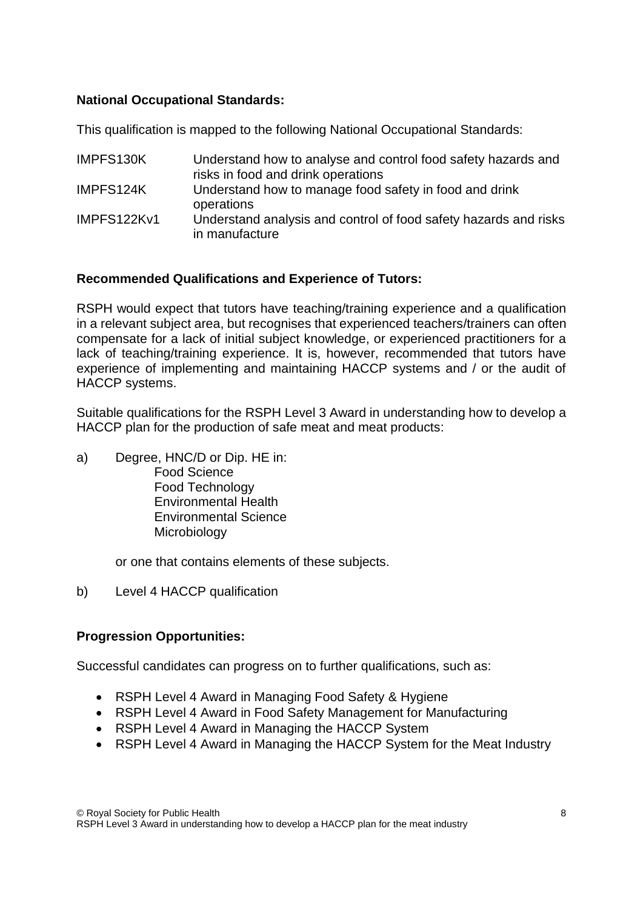**National Occupational Standards:**

This qualification is mapped to the following National Occupational Standards:

| | |
|---|---|
| IMPFS130K | Understand how to analyse and control food safety hazards and risks in food and drink operations |
| IMPFS124K | Understand how to manage food safety in food and drink operations |
| IMPFS122Kv1 | Understand analysis and control of food safety hazards and risks in manufacture |

**Recommended Qualifications and Experience of Tutors:**

RSPH would expect that tutors have teaching/training experience and a qualification in a relevant subject area, but recognises that experienced teachers/trainers can often compensate for a lack of initial subject knowledge, or experienced practitioners for a lack of teaching/training experience. It is, however, recommended that tutors have experience of implementing and maintaining HACCP systems and / or the audit of HACCP systems.

Suitable qualifications for the RSPH Level 3 Award in understanding how to develop a HACCP plan for the production of safe meat and meat products:

a) Degree, HNC/D or Dip. HE in:
   - Food Science
   - Food Technology
   - Environmental Health
   - Environmental Science
   - Microbiology

   or one that contains elements of these subjects.

b) Level 4 HACCP qualification

**Progression Opportunities:**

Successful candidates can progress on to further qualifications, such as:

- RSPH Level 4 Award in Managing Food Safety & Hygiene
- RSPH Level 4 Award in Food Safety Management for Manufacturing
- RSPH Level 4 Award in Managing the HACCP System
- RSPH Level 4 Award in Managing the HACCP System for the Meat Industry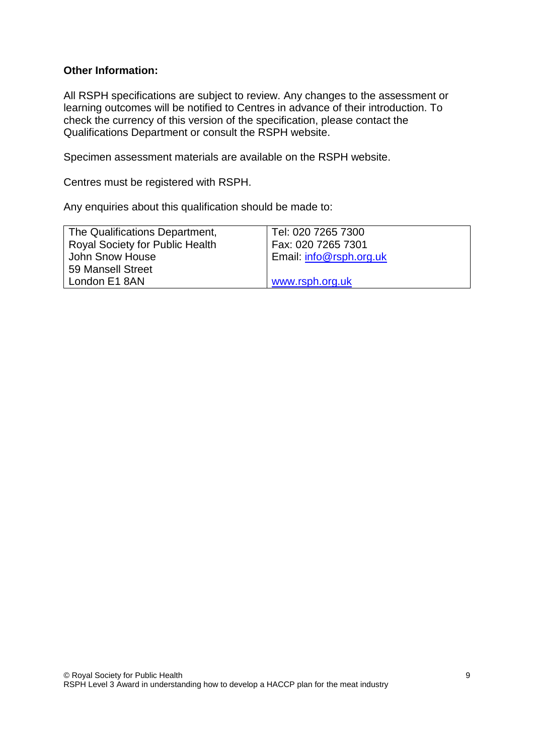**Other Information:**

All RSPH specifications are subject to review. Any changes to the assessment or learning outcomes will be notified to Centres in advance of their introduction. To check the currency of this version of the specification, please contact the Qualifications Department or consult the RSPH website.

Specimen assessment materials are available on the RSPH website.

Centres must be registered with RSPH.

Any enquiries about this qualification should be made to:

| | |
|---|---|
| The Qualifications Department,<br>Royal Society for Public Health<br>John Snow House<br>59 Mansell Street<br>London E1 8AN | Tel: 020 7265 7300<br>Fax: 020 7265 7301<br>Email: info@rsph.org.uk<br><br>www.rsph.org.uk |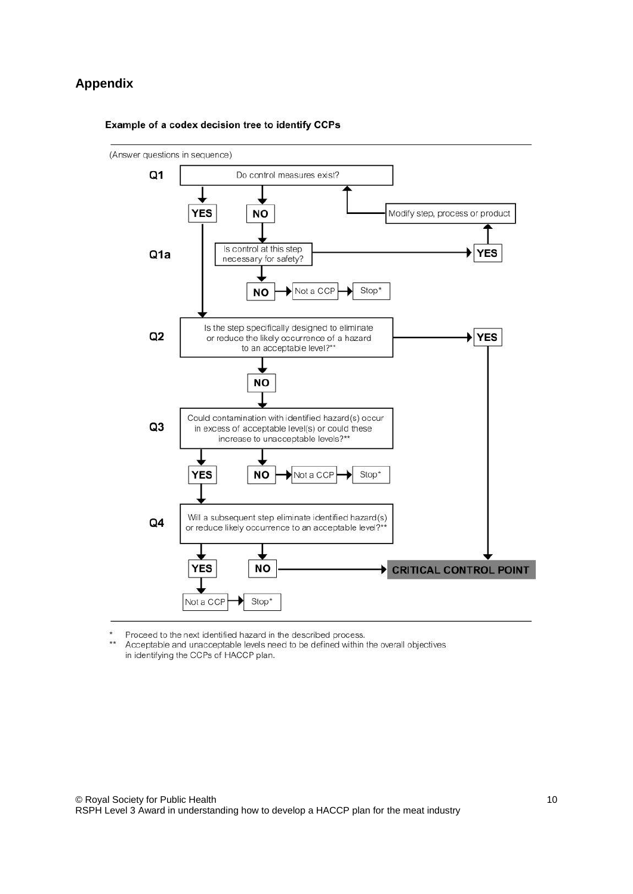## Appendix

**Example of a codex decision tree to identify CCPs**

(Answer questions in sequence)

**Q1** Do control measures exist?

- **YES** → proceed to Q2
- **NO** → Q1a

**Q1a** Is control at this step necessary for safety?

- **YES** → Modify step, process or product → return to Q1
- **NO** → Not a CCP → Stop*

**Q2** Is the step specifically designed to eliminate or reduce the likely occurrence of a hazard to an acceptable level?**

- **YES** → **CRITICAL CONTROL POINT**
- **NO** → Q3

**Q3** Could contamination with identified hazard(s) occur in excess of acceptable level(s) or could these increase to unacceptable levels?**

- **YES** → Q4
- **NO** → Not a CCP → Stop*

**Q4** Will a subsequent step eliminate identified hazard(s) or reduce likely occurrence to an acceptable level?**

- **YES** → Not a CCP → Stop*
- **NO** → **CRITICAL CONTROL POINT**

\* Proceed to the next identified hazard in the described process.

\*\* Acceptable and unacceptable levels need to be defined within the overall objectives in identifying the CCPs of HACCP plan.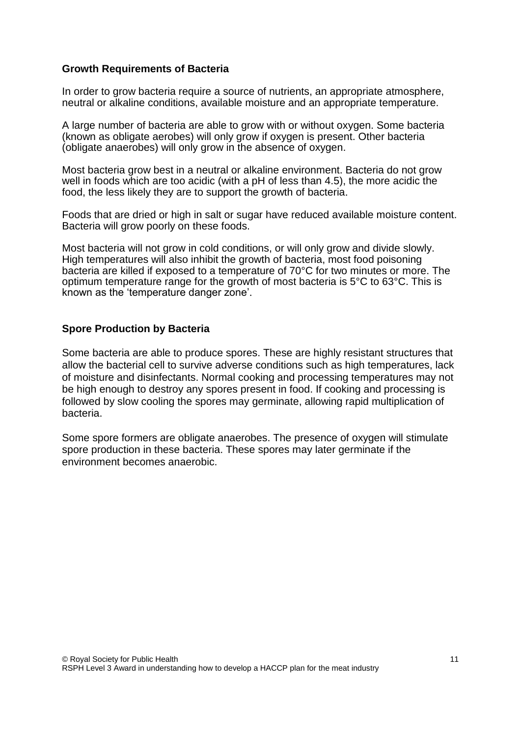## Growth Requirements of Bacteria

In order to grow bacteria require a source of nutrients, an appropriate atmosphere, neutral or alkaline conditions, available moisture and an appropriate temperature.

A large number of bacteria are able to grow with or without oxygen. Some bacteria (known as obligate aerobes) will only grow if oxygen is present. Other bacteria (obligate anaerobes) will only grow in the absence of oxygen.

Most bacteria grow best in a neutral or alkaline environment. Bacteria do not grow well in foods which are too acidic (with a pH of less than 4.5), the more acidic the food, the less likely they are to support the growth of bacteria.

Foods that are dried or high in salt or sugar have reduced available moisture content. Bacteria will grow poorly on these foods.

Most bacteria will not grow in cold conditions, or will only grow and divide slowly. High temperatures will also inhibit the growth of bacteria, most food poisoning bacteria are killed if exposed to a temperature of 70°C for two minutes or more. The optimum temperature range for the growth of most bacteria is 5°C to 63°C. This is known as the 'temperature danger zone'.

## Spore Production by Bacteria

Some bacteria are able to produce spores. These are highly resistant structures that allow the bacterial cell to survive adverse conditions such as high temperatures, lack of moisture and disinfectants. Normal cooking and processing temperatures may not be high enough to destroy any spores present in food. If cooking and processing is followed by slow cooling the spores may germinate, allowing rapid multiplication of bacteria.

Some spore formers are obligate anaerobes. The presence of oxygen will stimulate spore production in these bacteria. These spores may later germinate if the environment becomes anaerobic.